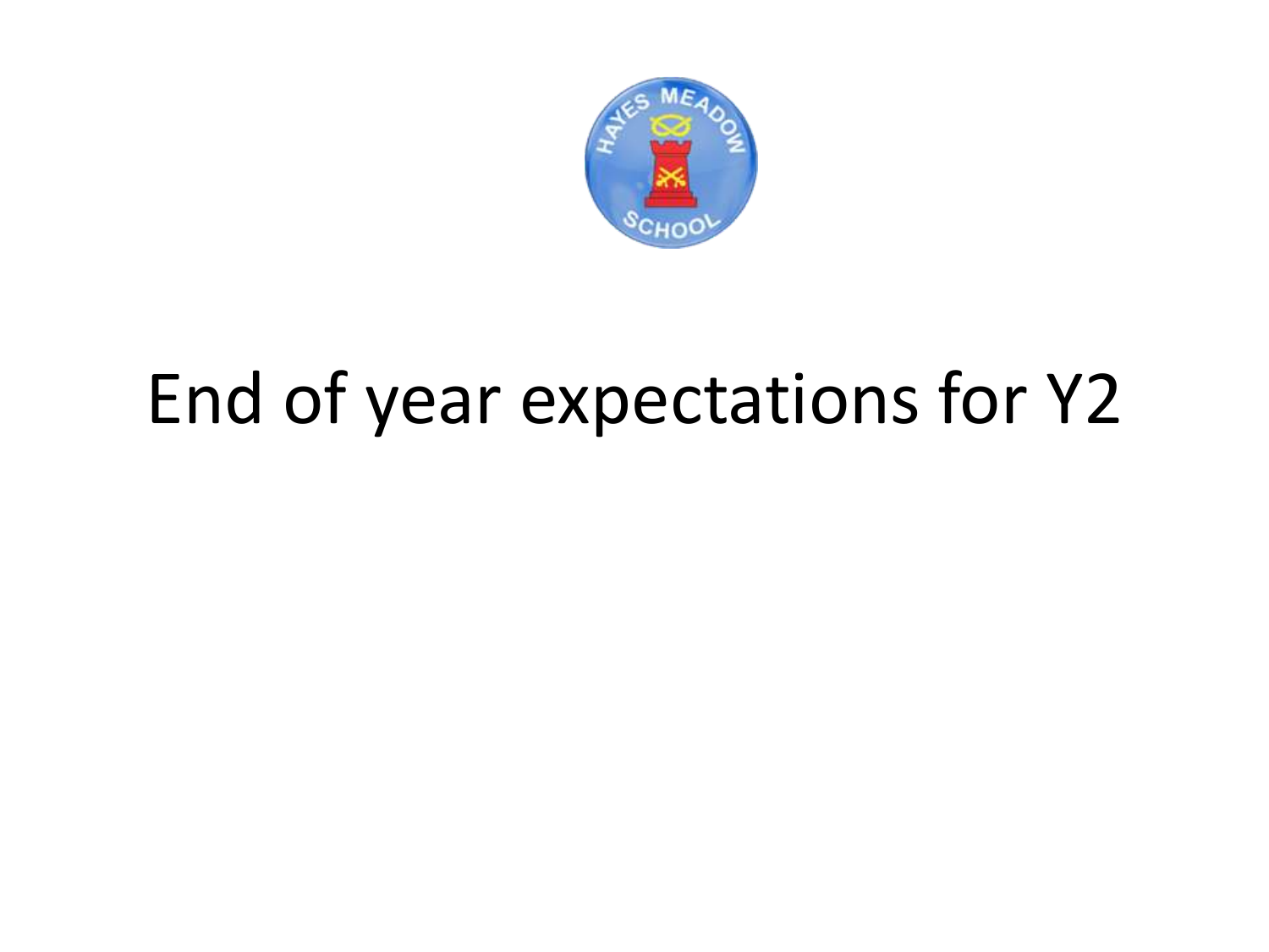# End of year expectations for Y2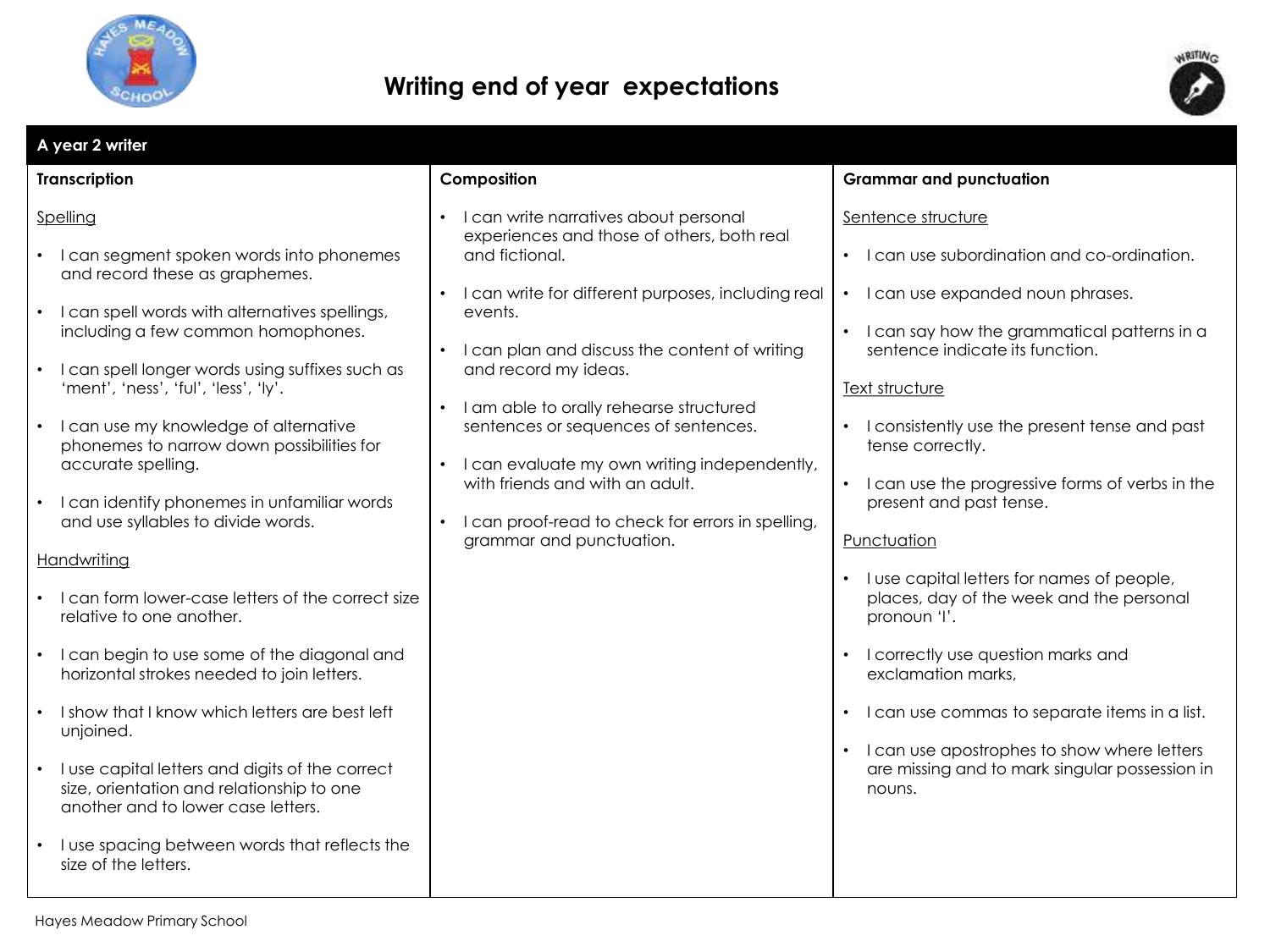# Writing end of year expectations

## A year 2 writer

### Transcription

Spelling

- I can segment spoken words into phonemes and record these as graphemes.
- I can spell words with alternatives spellings, including a few common homophones.
- I can spell longer words using suffixes such as 'ment', 'ness', 'ful', 'less', 'ly'.
- I can use my knowledge of alternative phonemes to narrow down possibilities for accurate spelling.
- I can identify phonemes in unfamiliar words and use syllables to divide words.

Handwriting

- I can form lower-case letters of the correct size relative to one another.
- I can begin to use some of the diagonal and horizontal strokes needed to join letters.
- I show that I know which letters are best left unjoined.
- I use capital letters and digits of the correct size, orientation and relationship to one another and to lower case letters.
- I use spacing between words that reflects the size of the letters.

### Composition

- I can write narratives about personal experiences and those of others, both real and fictional.
- I can write for different purposes, including real events.
- I can plan and discuss the content of writing and record my ideas.
- I am able to orally rehearse structured sentences or sequences of sentences.
- I can evaluate my own writing independently, with friends and with an adult.
- I can proof-read to check for errors in spelling, grammar and punctuation.

### Grammar and punctuation

Sentence structure

- I can use subordination and co-ordination.
- I can use expanded noun phrases.
- I can say how the grammatical patterns in a sentence indicate its function.

Text structure

- I consistently use the present tense and past tense correctly.
- I can use the progressive forms of verbs in the present and past tense.

Punctuation

- I use capital letters for names of people, places, day of the week and the personal pronoun 'I'.
- I correctly use question marks and exclamation marks,
- I can use commas to separate items in a list.
- I can use apostrophes to show where letters are missing and to mark singular possession in nouns.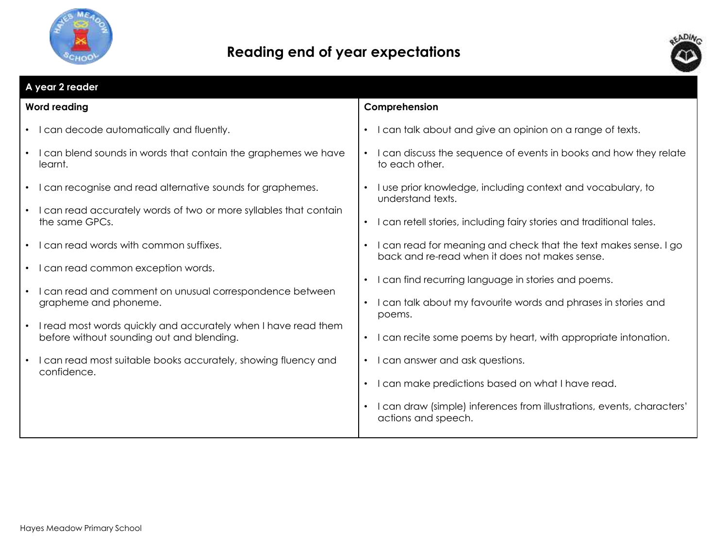# Reading end of year expectations

## A year 2 reader

| Word reading | Comprehension |
| --- | --- |
| • I can decode automatically and fluently.<br>• I can blend sounds in words that contain the graphemes we have learnt.<br>• I can recognise and read alternative sounds for graphemes.<br>• I can read accurately words of two or more syllables that contain the same GPCs.<br>• I can read words with common suffixes.<br>• I can read common exception words.<br>• I can read and comment on unusual correspondence between grapheme and phoneme.<br>• I read most words quickly and accurately when I have read them before without sounding out and blending.<br>• I can read most suitable books accurately, showing fluency and confidence. | • I can talk about and give an opinion on a range of texts.<br>• I can discuss the sequence of events in books and how they relate to each other.<br>• I use prior knowledge, including context and vocabulary, to understand texts.<br>• I can retell stories, including fairy stories and traditional tales.<br>• I can read for meaning and check that the text makes sense. I go back and re-read when it does not makes sense.<br>• I can find recurring language in stories and poems.<br>• I can talk about my favourite words and phrases in stories and poems.<br>• I can recite some poems by heart, with appropriate intonation.<br>• I can answer and ask questions.<br>• I can make predictions based on what I have read.<br>• I can draw (simple) inferences from illustrations, events, characters' actions and speech. |

Hayes Meadow Primary School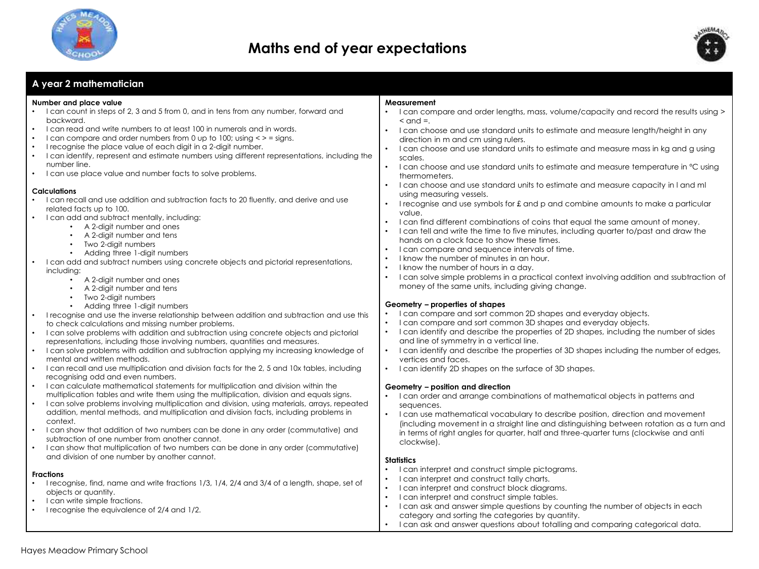# Maths end of year expectations

## A year 2 mathematician

**Number and place value**

- I can count in steps of 2, 3 and 5 from 0, and in tens from any number, forward and backward.
- I can read and write numbers to at least 100 in numerals and in words.
- I can compare and order numbers from 0 up to 100; using < > = signs.
- I recognise the place value of each digit in a 2-digit number.
- I can identify, represent and estimate numbers using different representations, including the number line.
- I can use place value and number facts to solve problems.

**Calculations**

- I can recall and use addition and subtraction facts to 20 fluently, and derive and use related facts up to 100.
- I can add and subtract mentally, including:
    - A 2-digit number and ones
    - A 2-digit number and tens
    - Two 2-digit numbers
    - Adding three 1-digit numbers
- I can add and subtract numbers using concrete objects and pictorial representations, including:
    - A 2-digit number and ones
    - A 2-digit number and tens
    - Two 2-digit numbers
    - Adding three 1-digit numbers
- I recognise and use the inverse relationship between addition and subtraction and use this to check calculations and missing number problems.
- I can solve problems with addition and subtraction using concrete objects and pictorial representations, including those involving numbers, quantities and measures.
- I can solve problems with addition and subtraction applying my increasing knowledge of mental and written methods.
- I can recall and use multiplication and division facts for the 2, 5 and 10x tables, including recognising odd and even numbers.
- I can calculate mathematical statements for multiplication and division within the multiplication tables and write them using the multiplication, division and equals signs.
- I can solve problems involving multiplication and division, using materials, arrays, repeated addition, mental methods, and multiplication and division facts, including problems in context.
- I can show that addition of two numbers can be done in any order (commutative) and subtraction of one number from another cannot.
- I can show that multiplication of two numbers can be done in any order (commutative) and division of one number by another cannot.

**Fractions**

- I recognise, find, name and write fractions 1/3, 1/4, 2/4 and 3/4 of a length, shape, set of objects or quantity.
- I can write simple fractions.
- I recognise the equivalence of 2/4 and 1/2.

**Measurement**

- I can compare and order lengths, mass, volume/capacity and record the results using > < and =.
- I can choose and use standard units to estimate and measure length/height in any direction in m and cm using rulers.
- I can choose and use standard units to estimate and measure mass in kg and g using scales.
- I can choose and use standard units to estimate and measure temperature in °C using thermometers.
- I can choose and use standard units to estimate and measure capacity in l and ml using measuring vessels.
- I recognise and use symbols for £ and p and combine amounts to make a particular value.
- I can find different combinations of coins that equal the same amount of money.
- I can tell and write the time to five minutes, including quarter to/past and draw the hands on a clock face to show these times.
- I can compare and sequence intervals of time.
- I know the number of minutes in an hour.
- I know the number of hours in a day.
- I can solve simple problems in a practical context involving addition and ssubtraction of money of the same units, including giving change.

**Geometry – properties of shapes**

- I can compare and sort common 2D shapes and everyday objects.
- I can compare and sort common 3D shapes and everyday objects.
- I can identify and describe the properties of 2D shapes, including the number of sides and line of symmetry in a vertical line.
- I can identify and describe the properties of 3D shapes including the number of edges, vertices and faces.
- I can identify 2D shapes on the surface of 3D shapes.

**Geometry – position and direction**

- I can order and arrange combinations of mathematical objects in patterns and sequences.
- I can use mathematical vocabulary to describe position, direction and movement (including movement in a straight line and distinguishing between rotation as a turn and in terms of right angles for quarter, half and three-quarter turns (clockwise and anti clockwise).

**Statistics**

- I can interpret and construct simple pictograms.
- I can interpret and construct tally charts.
- I can interpret and construct block diagrams.
- I can interpret and construct simple tables.
- I can ask and answer simple questions by counting the number of objects in each category and sorting the categories by quantity.
- I can ask and answer questions about totalling and comparing categorical data.